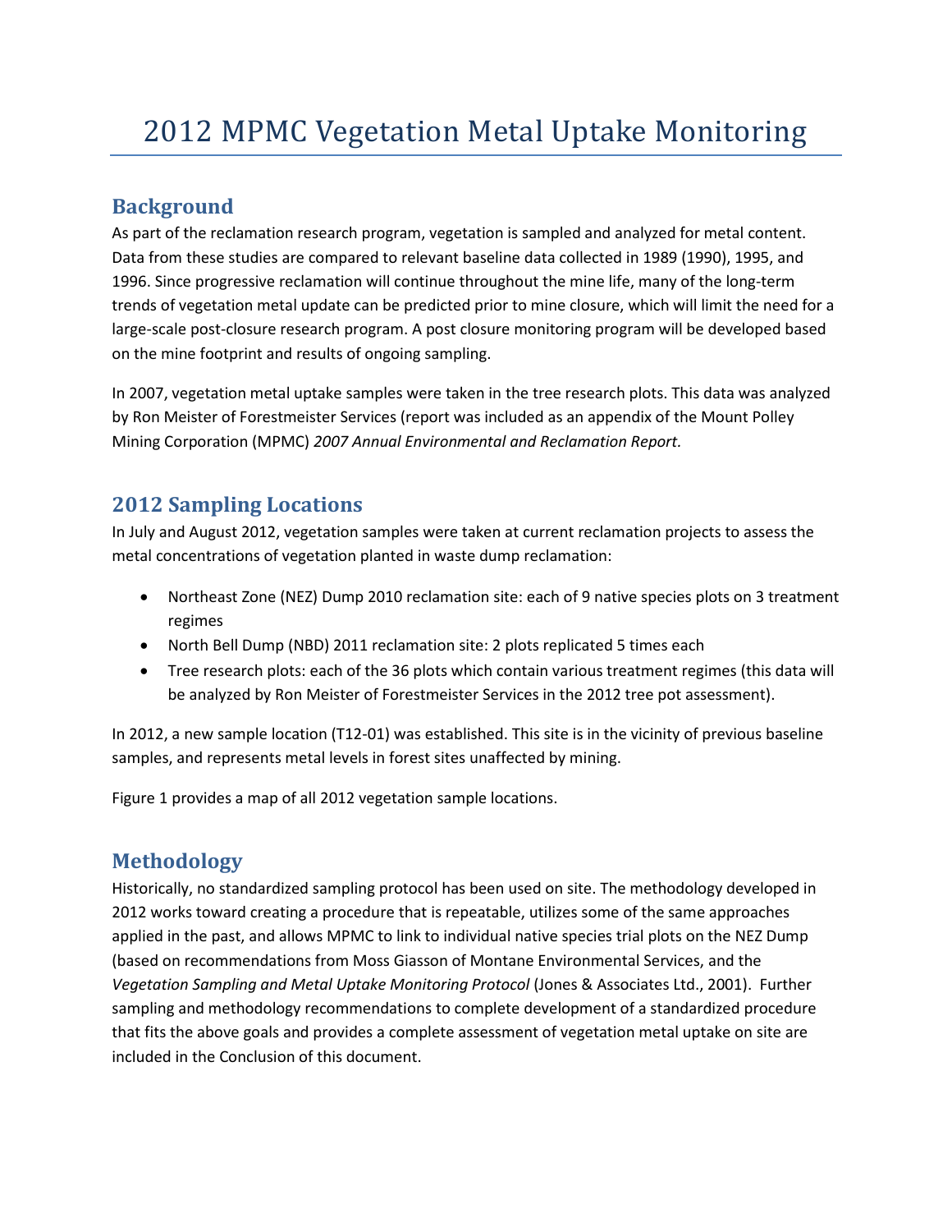# 2012 MPMC Vegetation Metal Uptake Monitoring

## Background

As part of the reclamation research program, vegetation is sampled and analyzed for metal content. Data from these studies are compared to relevant baseline data collected in 1989 (1990), 1995, and 1996. Since progressive reclamation will continue throughout the mine life, many of the long-term trends of vegetation metal update can be predicted prior to mine closure, which will limit the need for a large-scale post-closure research program. A post closure monitoring program will be developed based on the mine footprint and results of ongoing sampling.

In 2007, vegetation metal uptake samples were taken in the tree research plots. This data was analyzed by Ron Meister of Forestmeister Services (report was included as an appendix of the Mount Polley Mining Corporation (MPMC) *2007 Annual Environmental and Reclamation Report.*

## 2012 Sampling Locations

In July and August 2012, vegetation samples were taken at current reclamation projects to assess the metal concentrations of vegetation planted in waste dump reclamation:

- Northeast Zone (NEZ) Dump 2010 reclamation site: each of 9 native species plots on 3 treatment regimes
- North Bell Dump (NBD) 2011 reclamation site: 2 plots replicated 5 times each
- Tree research plots: each of the 36 plots which contain various treatment regimes (this data will be analyzed by Ron Meister of Forestmeister Services in the 2012 tree pot assessment).

In 2012, a new sample location (T12-01) was established. This site is in the vicinity of previous baseline samples, and represents metal levels in forest sites unaffected by mining.

Figure 1 provides a map of all 2012 vegetation sample locations.

## Methodology

Historically, no standardized sampling protocol has been used on site. The methodology developed in 2012 works toward creating a procedure that is repeatable, utilizes some of the same approaches applied in the past, and allows MPMC to link to individual native species trial plots on the NEZ Dump (based on recommendations from Moss Giasson of Montane Environmental Services, and the *Vegetation Sampling and Metal Uptake Monitoring Protocol* (Jones & Associates Ltd., 2001). Further sampling and methodology recommendations to complete development of a standardized procedure that fits the above goals and provides a complete assessment of vegetation metal uptake on site are included in the Conclusion of this document.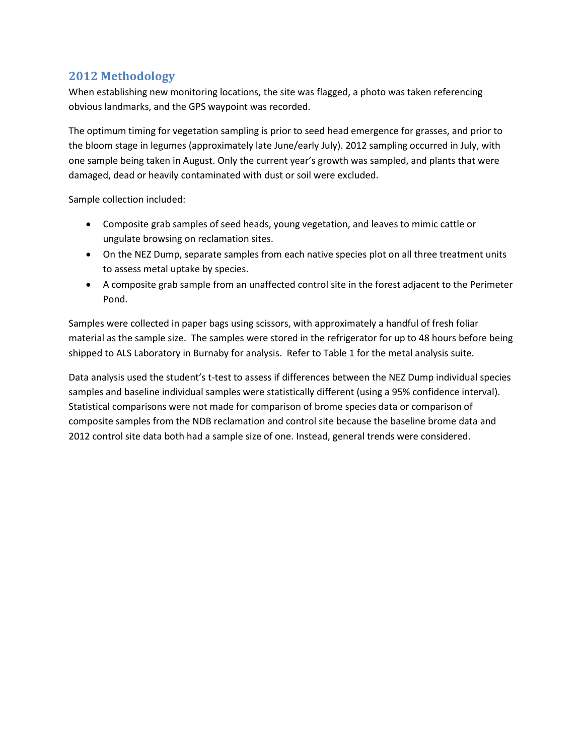## 2012 Methodology

When establishing new monitoring locations, the site was flagged, a photo was taken referencing obvious landmarks, and the GPS waypoint was recorded.

The optimum timing for vegetation sampling is prior to seed head emergence for grasses, and prior to the bloom stage in legumes (approximately late June/early July). 2012 sampling occurred in July, with one sample being taken in August. Only the current year's growth was sampled, and plants that were damaged, dead or heavily contaminated with dust or soil were excluded.

Sample collection included:

- Composite grab samples of seed heads, young vegetation, and leaves to mimic cattle or ungulate browsing on reclamation sites.
- On the NEZ Dump, separate samples from each native species plot on all three treatment units to assess metal uptake by species.
- A composite grab sample from an unaffected control site in the forest adjacent to the Perimeter Pond.

Samples were collected in paper bags using scissors, with approximately a handful of fresh foliar material as the sample size. The samples were stored in the refrigerator for up to 48 hours before being shipped to ALS Laboratory in Burnaby for analysis. Refer to Table 1 for the metal analysis suite.

Data analysis used the student's t-test to assess if differences between the NEZ Dump individual species samples and baseline individual samples were statistically different (using a 95% confidence interval). Statistical comparisons were not made for comparison of brome species data or comparison of composite samples from the NDB reclamation and control site because the baseline brome data and 2012 control site data both had a sample size of one. Instead, general trends were considered.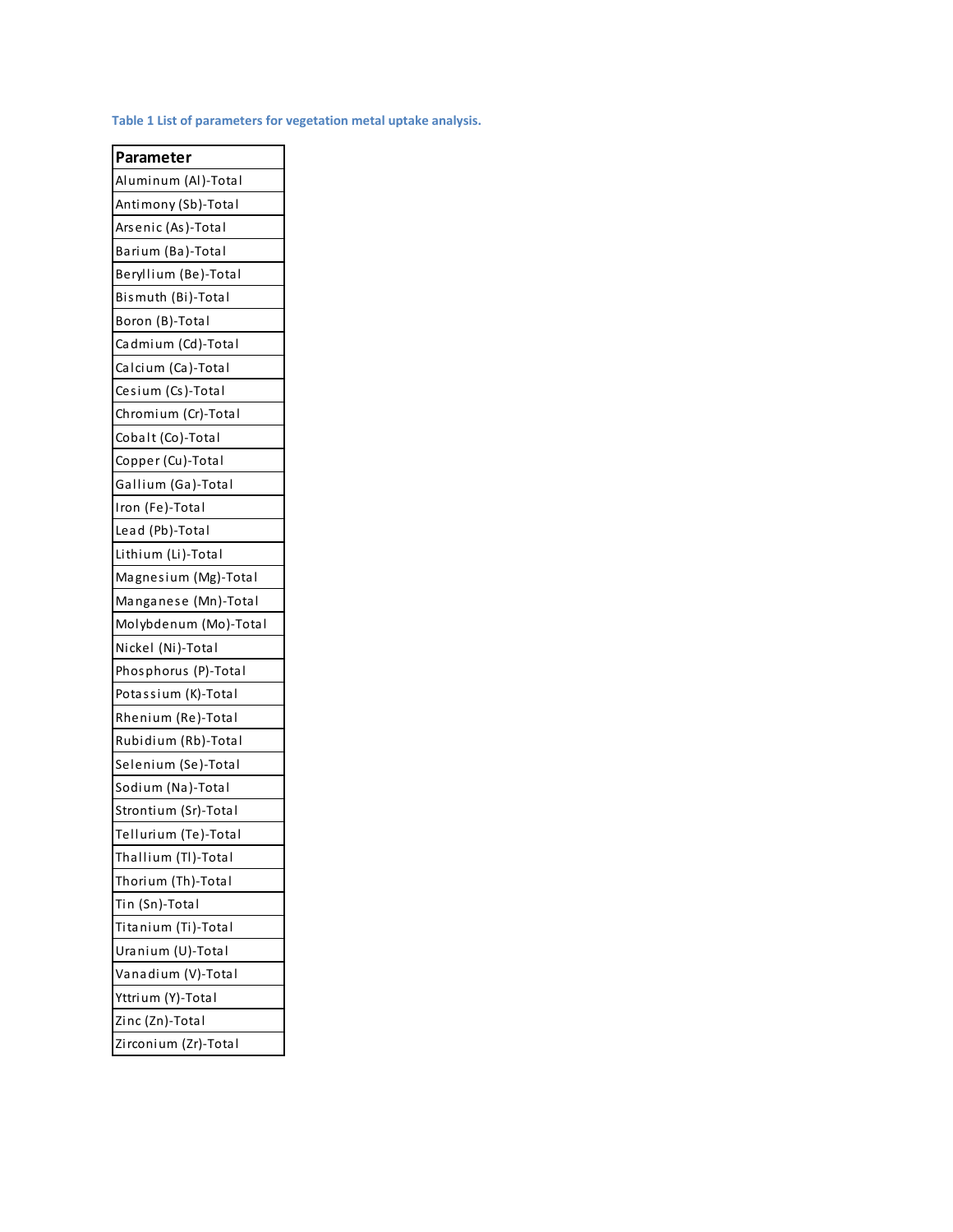**Table 1 List of parameters for vegetation metal uptake analysis.**

| Parameter |
| --- |
| Aluminum (Al)-Total |
| Antimony (Sb)-Total |
| Arsenic (As)-Total |
| Barium (Ba)-Total |
| Beryllium (Be)-Total |
| Bismuth (Bi)-Total |
| Boron (B)-Total |
| Cadmium (Cd)-Total |
| Calcium (Ca)-Total |
| Cesium (Cs)-Total |
| Chromium (Cr)-Total |
| Cobalt (Co)-Total |
| Copper (Cu)-Total |
| Gallium (Ga)-Total |
| Iron (Fe)-Total |
| Lead (Pb)-Total |
| Lithium (Li)-Total |
| Magnesium (Mg)-Total |
| Manganese (Mn)-Total |
| Molybdenum (Mo)-Total |
| Nickel (Ni)-Total |
| Phosphorus (P)-Total |
| Potassium (K)-Total |
| Rhenium (Re)-Total |
| Rubidium (Rb)-Total |
| Selenium (Se)-Total |
| Sodium (Na)-Total |
| Strontium (Sr)-Total |
| Tellurium (Te)-Total |
| Thallium (Tl)-Total |
| Thorium (Th)-Total |
| Tin (Sn)-Total |
| Titanium (Ti)-Total |
| Uranium (U)-Total |
| Vanadium (V)-Total |
| Yttrium (Y)-Total |
| Zinc (Zn)-Total |
| Zirconium (Zr)-Total |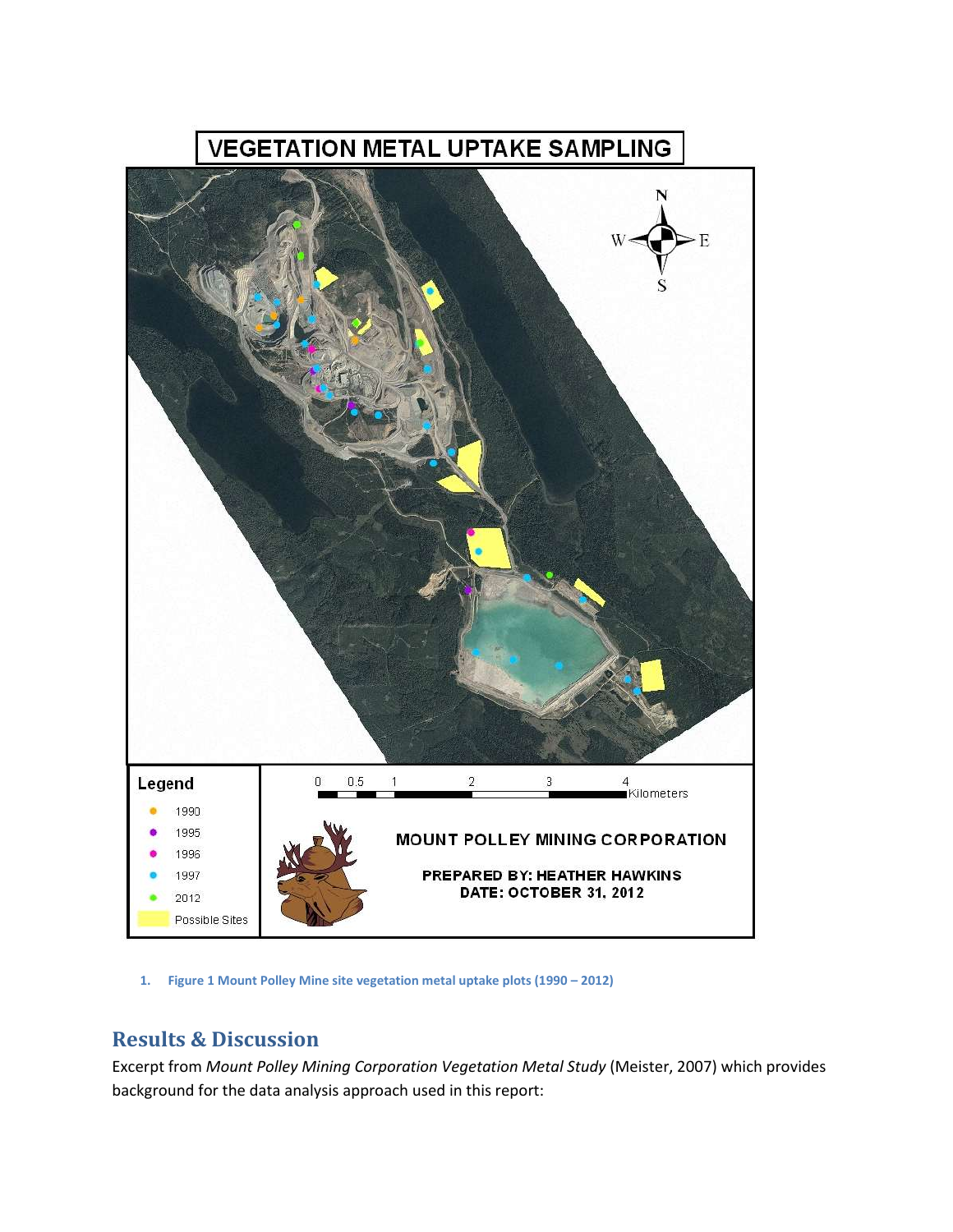1. **Figure 1 Mount Polley Mine site vegetation metal uptake plots (1990 – 2012)**

## Results & Discussion

Excerpt from *Mount Polley Mining Corporation Vegetation Metal Study* (Meister, 2007) which provides background for the data analysis approach used in this report: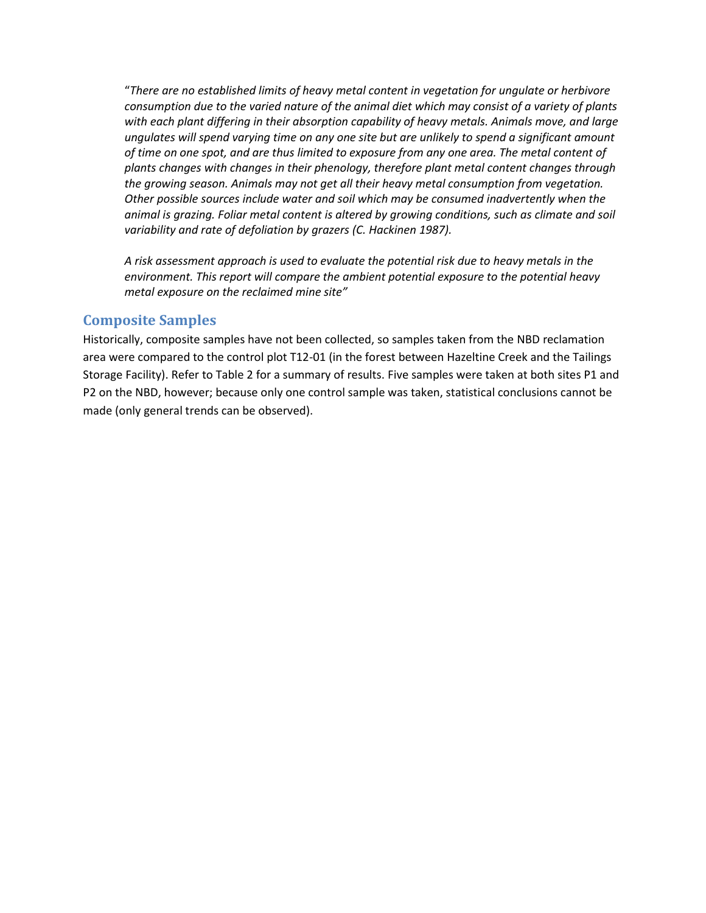"*There are no established limits of heavy metal content in vegetation for ungulate or herbivore consumption due to the varied nature of the animal diet which may consist of a variety of plants with each plant differing in their absorption capability of heavy metals. Animals move, and large ungulates will spend varying time on any one site but are unlikely to spend a significant amount of time on one spot, and are thus limited to exposure from any one area. The metal content of plants changes with changes in their phenology, therefore plant metal content changes through the growing season. Animals may not get all their heavy metal consumption from vegetation. Other possible sources include water and soil which may be consumed inadvertently when the animal is grazing. Foliar metal content is altered by growing conditions, such as climate and soil variability and rate of defoliation by grazers (C. Hackinen 1987).*

*A risk assessment approach is used to evaluate the potential risk due to heavy metals in the environment. This report will compare the ambient potential exposure to the potential heavy metal exposure on the reclaimed mine site*"

## Composite Samples

Historically, composite samples have not been collected, so samples taken from the NBD reclamation area were compared to the control plot T12-01 (in the forest between Hazeltine Creek and the Tailings Storage Facility). Refer to Table 2 for a summary of results. Five samples were taken at both sites P1 and P2 on the NBD, however; because only one control sample was taken, statistical conclusions cannot be made (only general trends can be observed).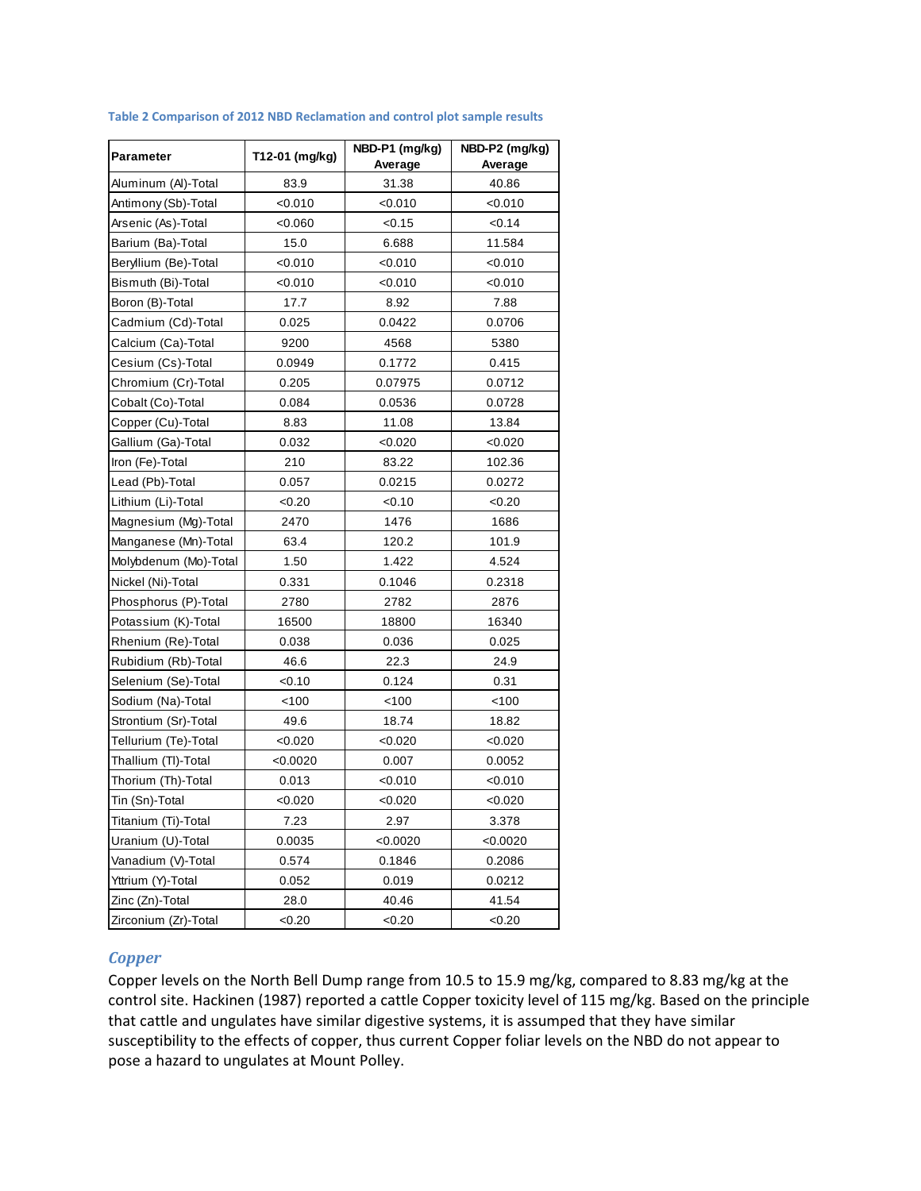Table 2 Comparison of 2012 NBD Reclamation and control plot sample results

| Parameter | T12-01 (mg/kg) | NBD-P1 (mg/kg) Average | NBD-P2 (mg/kg) Average |
|---|---|---|---|
| Aluminum (Al)-Total | 83.9 | 31.38 | 40.86 |
| Antimony (Sb)-Total | <0.010 | <0.010 | <0.010 |
| Arsenic (As)-Total | <0.060 | <0.15 | <0.14 |
| Barium (Ba)-Total | 15.0 | 6.688 | 11.584 |
| Beryllium (Be)-Total | <0.010 | <0.010 | <0.010 |
| Bismuth (Bi)-Total | <0.010 | <0.010 | <0.010 |
| Boron (B)-Total | 17.7 | 8.92 | 7.88 |
| Cadmium (Cd)-Total | 0.025 | 0.0422 | 0.0706 |
| Calcium (Ca)-Total | 9200 | 4568 | 5380 |
| Cesium (Cs)-Total | 0.0949 | 0.1772 | 0.415 |
| Chromium (Cr)-Total | 0.205 | 0.07975 | 0.0712 |
| Cobalt (Co)-Total | 0.084 | 0.0536 | 0.0728 |
| Copper (Cu)-Total | 8.83 | 11.08 | 13.84 |
| Gallium (Ga)-Total | 0.032 | <0.020 | <0.020 |
| Iron (Fe)-Total | 210 | 83.22 | 102.36 |
| Lead (Pb)-Total | 0.057 | 0.0215 | 0.0272 |
| Lithium (Li)-Total | <0.20 | <0.10 | <0.20 |
| Magnesium (Mg)-Total | 2470 | 1476 | 1686 |
| Manganese (Mn)-Total | 63.4 | 120.2 | 101.9 |
| Molybdenum (Mo)-Total | 1.50 | 1.422 | 4.524 |
| Nickel (Ni)-Total | 0.331 | 0.1046 | 0.2318 |
| Phosphorus (P)-Total | 2780 | 2782 | 2876 |
| Potassium (K)-Total | 16500 | 18800 | 16340 |
| Rhenium (Re)-Total | 0.038 | 0.036 | 0.025 |
| Rubidium (Rb)-Total | 46.6 | 22.3 | 24.9 |
| Selenium (Se)-Total | <0.10 | 0.124 | 0.31 |
| Sodium (Na)-Total | <100 | <100 | <100 |
| Strontium (Sr)-Total | 49.6 | 18.74 | 18.82 |
| Tellurium (Te)-Total | <0.020 | <0.020 | <0.020 |
| Thallium (Tl)-Total | <0.0020 | 0.007 | 0.0052 |
| Thorium (Th)-Total | 0.013 | <0.010 | <0.010 |
| Tin (Sn)-Total | <0.020 | <0.020 | <0.020 |
| Titanium (Ti)-Total | 7.23 | 2.97 | 3.378 |
| Uranium (U)-Total | 0.0035 | <0.0020 | <0.0020 |
| Vanadium (V)-Total | 0.574 | 0.1846 | 0.2086 |
| Yttrium (Y)-Total | 0.052 | 0.019 | 0.0212 |
| Zinc (Zn)-Total | 28.0 | 40.46 | 41.54 |
| Zirconium (Zr)-Total | <0.20 | <0.20 | <0.20 |

### *Copper*

Copper levels on the North Bell Dump range from 10.5 to 15.9 mg/kg, compared to 8.83 mg/kg at the control site. Hackinen (1987) reported a cattle Copper toxicity level of 115 mg/kg. Based on the principle that cattle and ungulates have similar digestive systems, it is assumed that they have similar susceptibility to the effects of copper, thus current Copper foliar levels on the NBD do not appear to pose a hazard to ungulates at Mount Polley.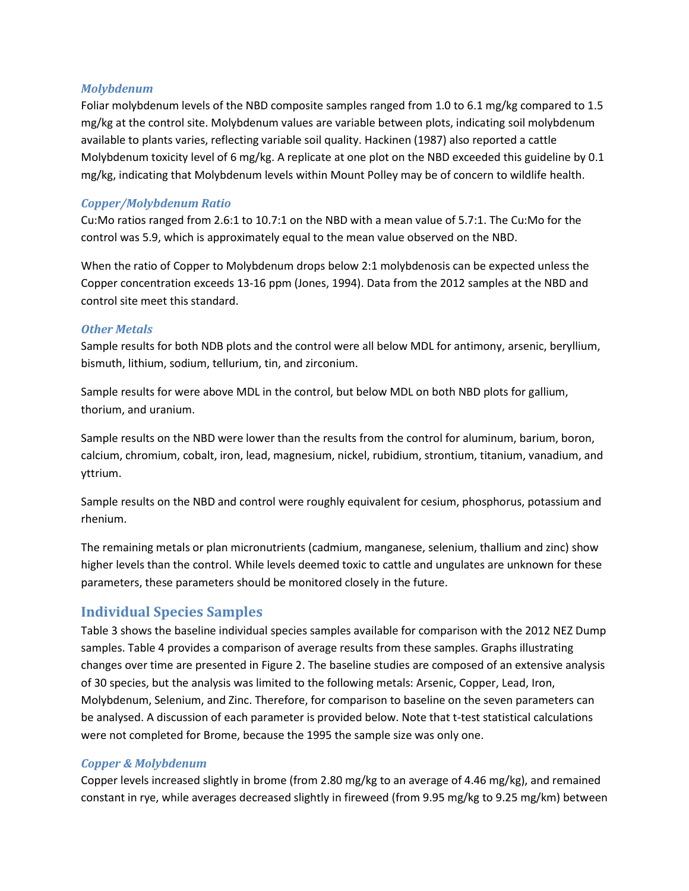### *Molybdenum*

Foliar molybdenum levels of the NBD composite samples ranged from 1.0 to 6.1 mg/kg compared to 1.5 mg/kg at the control site. Molybdenum values are variable between plots, indicating soil molybdenum available to plants varies, reflecting variable soil quality. Hackinen (1987) also reported a cattle Molybdenum toxicity level of 6 mg/kg. A replicate at one plot on the NBD exceeded this guideline by 0.1 mg/kg, indicating that Molybdenum levels within Mount Polley may be of concern to wildlife health.

### *Copper/Molybdenum Ratio*

Cu:Mo ratios ranged from 2.6:1 to 10.7:1 on the NBD with a mean value of 5.7:1. The Cu:Mo for the control was 5.9, which is approximately equal to the mean value observed on the NBD.

When the ratio of Copper to Molybdenum drops below 2:1 molybdenosis can be expected unless the Copper concentration exceeds 13-16 ppm (Jones, 1994). Data from the 2012 samples at the NBD and control site meet this standard.

### *Other Metals*

Sample results for both NDB plots and the control were all below MDL for antimony, arsenic, beryllium, bismuth, lithium, sodium, tellurium, tin, and zirconium.

Sample results for were above MDL in the control, but below MDL on both NBD plots for gallium, thorium, and uranium.

Sample results on the NBD were lower than the results from the control for aluminum, barium, boron, calcium, chromium, cobalt, iron, lead, magnesium, nickel, rubidium, strontium, titanium, vanadium, and yttrium.

Sample results on the NBD and control were roughly equivalent for cesium, phosphorus, potassium and rhenium.

The remaining metals or plan micronutrients (cadmium, manganese, selenium, thallium and zinc) show higher levels than the control. While levels deemed toxic to cattle and ungulates are unknown for these parameters, these parameters should be monitored closely in the future.

## Individual Species Samples

Table 3 shows the baseline individual species samples available for comparison with the 2012 NEZ Dump samples. Table 4 provides a comparison of average results from these samples. Graphs illustrating changes over time are presented in Figure 2. The baseline studies are composed of an extensive analysis of 30 species, but the analysis was limited to the following metals: Arsenic, Copper, Lead, Iron, Molybdenum, Selenium, and Zinc. Therefore, for comparison to baseline on the seven parameters can be analysed. A discussion of each parameter is provided below. Note that t-test statistical calculations were not completed for Brome, because the 1995 the sample size was only one.

### *Copper & Molybdenum*

Copper levels increased slightly in brome (from 2.80 mg/kg to an average of 4.46 mg/kg), and remained constant in rye, while averages decreased slightly in fireweed (from 9.95 mg/kg to 9.25 mg/km) between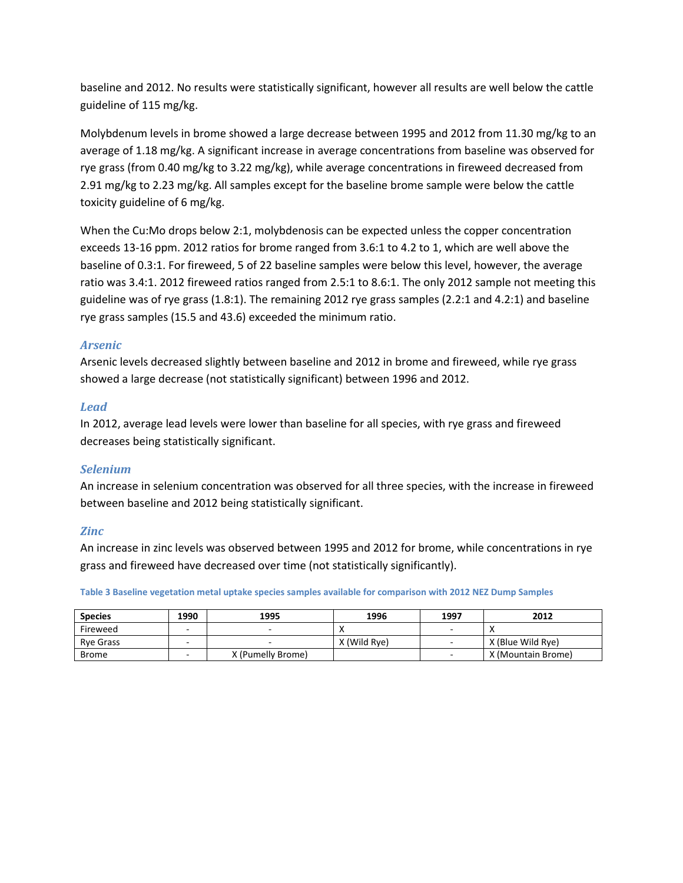baseline and 2012. No results were statistically significant, however all results are well below the cattle guideline of 115 mg/kg.

Molybdenum levels in brome showed a large decrease between 1995 and 2012 from 11.30 mg/kg to an average of 1.18 mg/kg. A significant increase in average concentrations from baseline was observed for rye grass (from 0.40 mg/kg to 3.22 mg/kg), while average concentrations in fireweed decreased from 2.91 mg/kg to 2.23 mg/kg. All samples except for the baseline brome sample were below the cattle toxicity guideline of 6 mg/kg.

When the Cu:Mo drops below 2:1, molybdenosis can be expected unless the copper concentration exceeds 13-16 ppm. 2012 ratios for brome ranged from 3.6:1 to 4.2 to 1, which are well above the baseline of 0.3:1. For fireweed, 5 of 22 baseline samples were below this level, however, the average ratio was 3.4:1. 2012 fireweed ratios ranged from 2.5:1 to 8.6:1. The only 2012 sample not meeting this guideline was of rye grass (1.8:1). The remaining 2012 rye grass samples (2.2:1 and 4.2:1) and baseline rye grass samples (15.5 and 43.6) exceeded the minimum ratio.

### *Arsenic*

Arsenic levels decreased slightly between baseline and 2012 in brome and fireweed, while rye grass showed a large decrease (not statistically significant) between 1996 and 2012.

### *Lead*

In 2012, average lead levels were lower than baseline for all species, with rye grass and fireweed decreases being statistically significant.

### *Selenium*

An increase in selenium concentration was observed for all three species, with the increase in fireweed between baseline and 2012 being statistically significant.

### *Zinc*

An increase in zinc levels was observed between 1995 and 2012 for brome, while concentrations in rye grass and fireweed have decreased over time (not statistically significantly).

**Table 3 Baseline vegetation metal uptake species samples available for comparison with 2012 NEZ Dump Samples**

| Species | 1990 | 1995 | 1996 | 1997 | 2012 |
|---|---|---|---|---|---|
| Fireweed | - | - | X | - | X |
| Rye Grass | - | - | X (Wild Rye) | - | X (Blue Wild Rye) |
| Brome | - | X (Pumelly Brome) | | - | X (Mountain Brome) |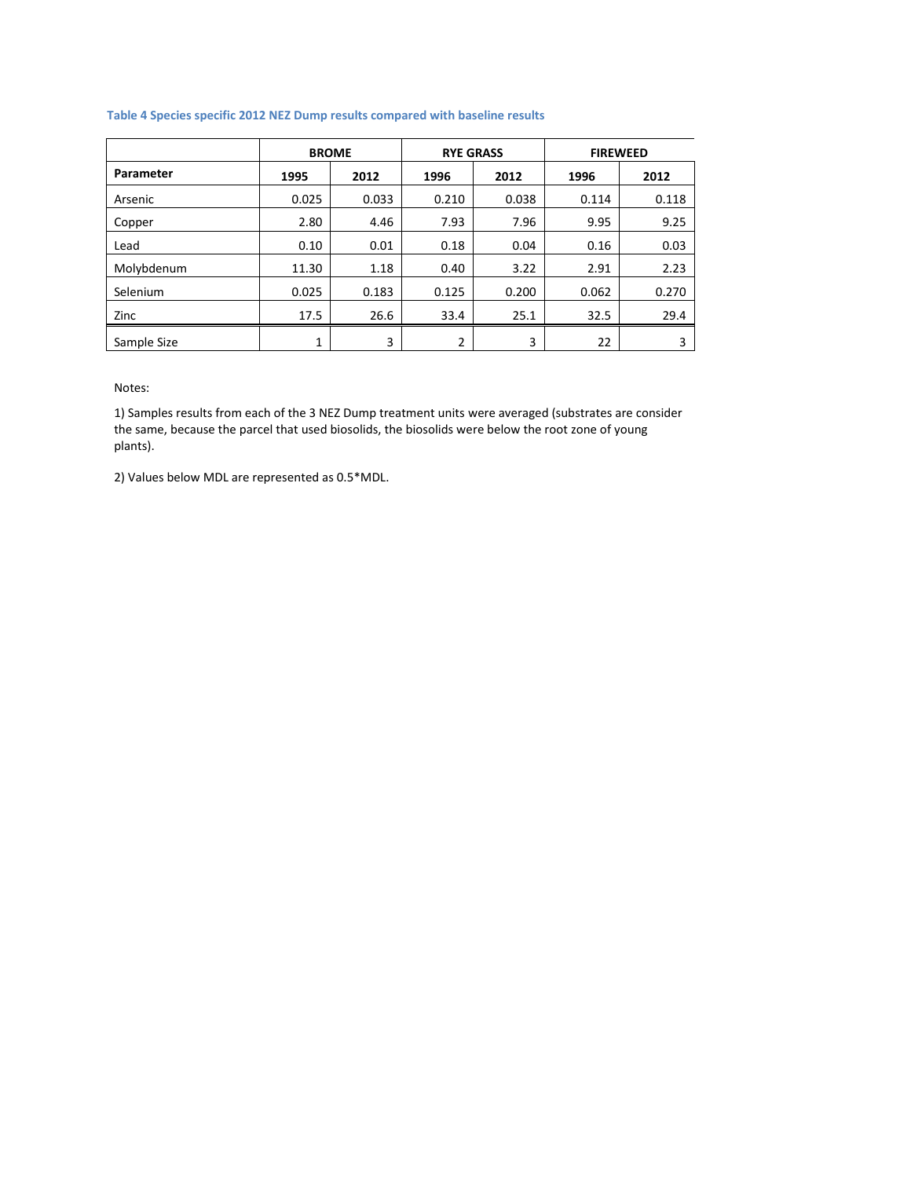**Table 4 Species specific 2012 NEZ Dump results compared with baseline results**

| | BROME | | RYE GRASS | | FIREWEED | |
|---|---|---|---|---|---|---|
| **Parameter** | **1995** | **2012** | **1996** | **2012** | **1996** | **2012** |
| Arsenic | 0.025 | 0.033 | 0.210 | 0.038 | 0.114 | 0.118 |
| Copper | 2.80 | 4.46 | 7.93 | 7.96 | 9.95 | 9.25 |
| Lead | 0.10 | 0.01 | 0.18 | 0.04 | 0.16 | 0.03 |
| Molybdenum | 11.30 | 1.18 | 0.40 | 3.22 | 2.91 | 2.23 |
| Selenium | 0.025 | 0.183 | 0.125 | 0.200 | 0.062 | 0.270 |
| Zinc | 17.5 | 26.6 | 33.4 | 25.1 | 32.5 | 29.4 |
| Sample Size | 1 | 3 | 2 | 3 | 22 | 3 |

Notes:

1) Samples results from each of the 3 NEZ Dump treatment units were averaged (substrates are consider the same, because the parcel that used biosolids, the biosolids were below the root zone of young plants).

2) Values below MDL are represented as 0.5*MDL.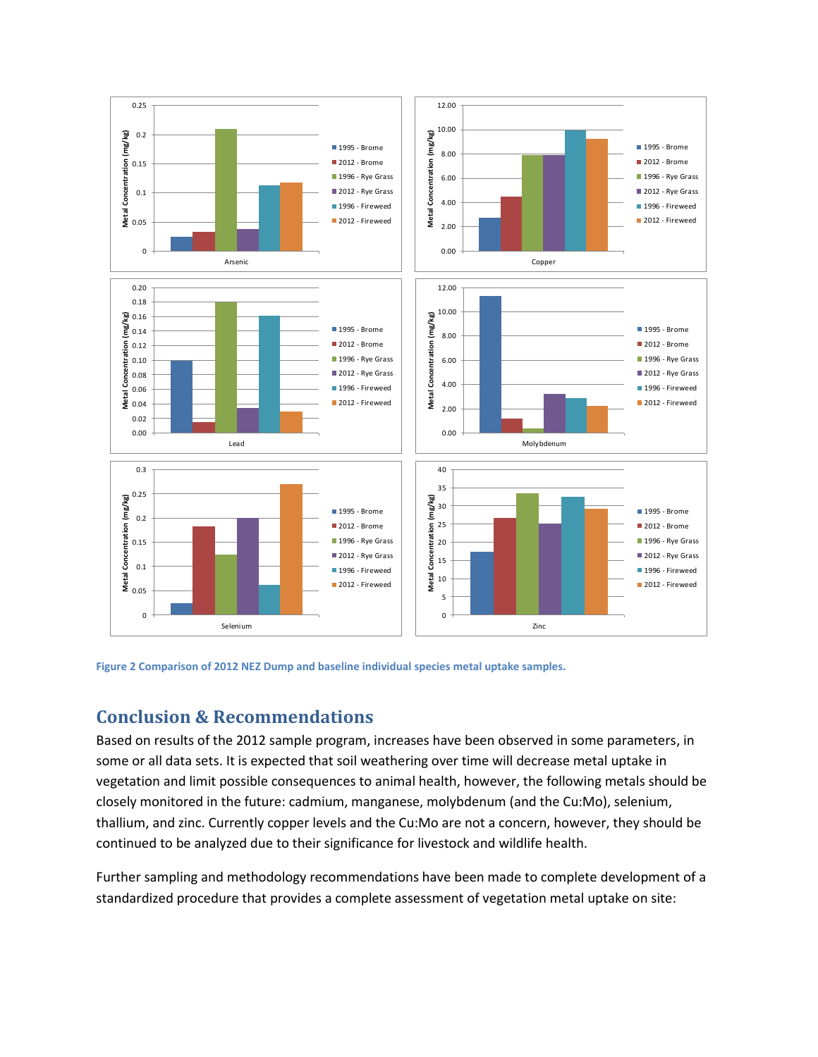Figure 2 Comparison of 2012 NEZ Dump and baseline individual species metal uptake samples.

## Conclusion & Recommendations

Based on results of the 2012 sample program, increases have been observed in some parameters, in some or all data sets. It is expected that soil weathering over time will decrease metal uptake in vegetation and limit possible consequences to animal health, however, the following metals should be closely monitored in the future: cadmium, manganese, molybdenum (and the Cu:Mo), selenium, thallium, and zinc. Currently copper levels and the Cu:Mo are not a concern, however, they should be continued to be analyzed due to their significance for livestock and wildlife health.

Further sampling and methodology recommendations have been made to complete development of a standardized procedure that provides a complete assessment of vegetation metal uptake on site: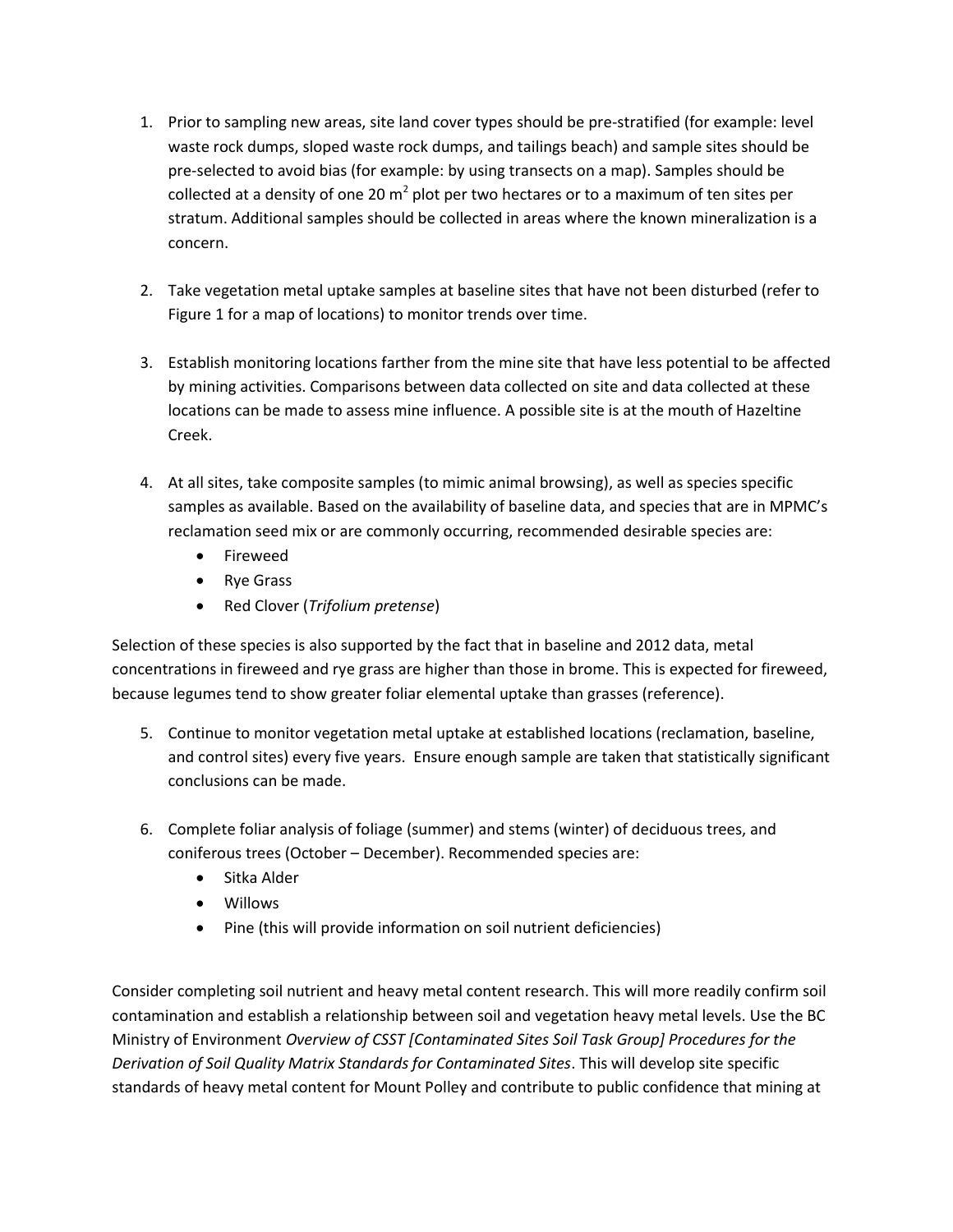1. Prior to sampling new areas, site land cover types should be pre-stratified (for example: level waste rock dumps, sloped waste rock dumps, and tailings beach) and sample sites should be pre-selected to avoid bias (for example: by using transects on a map). Samples should be collected at a density of one 20 $m^2$ plot per two hectares or to a maximum of ten sites per stratum. Additional samples should be collected in areas where the known mineralization is a concern.

2. Take vegetation metal uptake samples at baseline sites that have not been disturbed (refer to Figure 1 for a map of locations) to monitor trends over time.

3. Establish monitoring locations farther from the mine site that have less potential to be affected by mining activities. Comparisons between data collected on site and data collected at these locations can be made to assess mine influence. A possible site is at the mouth of Hazeltine Creek.

4. At all sites, take composite samples (to mimic animal browsing), as well as species specific samples as available. Based on the availability of baseline data, and species that are in MPMC's reclamation seed mix or are commonly occurring, recommended desirable species are:
   - Fireweed
   - Rye Grass
   - Red Clover (*Trifolium pretense*)

Selection of these species is also supported by the fact that in baseline and 2012 data, metal concentrations in fireweed and rye grass are higher than those in brome. This is expected for fireweed, because legumes tend to show greater foliar elemental uptake than grasses (reference).

5. Continue to monitor vegetation metal uptake at established locations (reclamation, baseline, and control sites) every five years. Ensure enough sample are taken that statistically significant conclusions can be made.

6. Complete foliar analysis of foliage (summer) and stems (winter) of deciduous trees, and coniferous trees (October – December). Recommended species are:
   - Sitka Alder
   - Willows
   - Pine (this will provide information on soil nutrient deficiencies)

Consider completing soil nutrient and heavy metal content research. This will more readily confirm soil contamination and establish a relationship between soil and vegetation heavy metal levels. Use the BC Ministry of Environment *Overview of CSST [Contaminated Sites Soil Task Group] Procedures for the Derivation of Soil Quality Matrix Standards for Contaminated Sites*. This will develop site specific standards of heavy metal content for Mount Polley and contribute to public confidence that mining at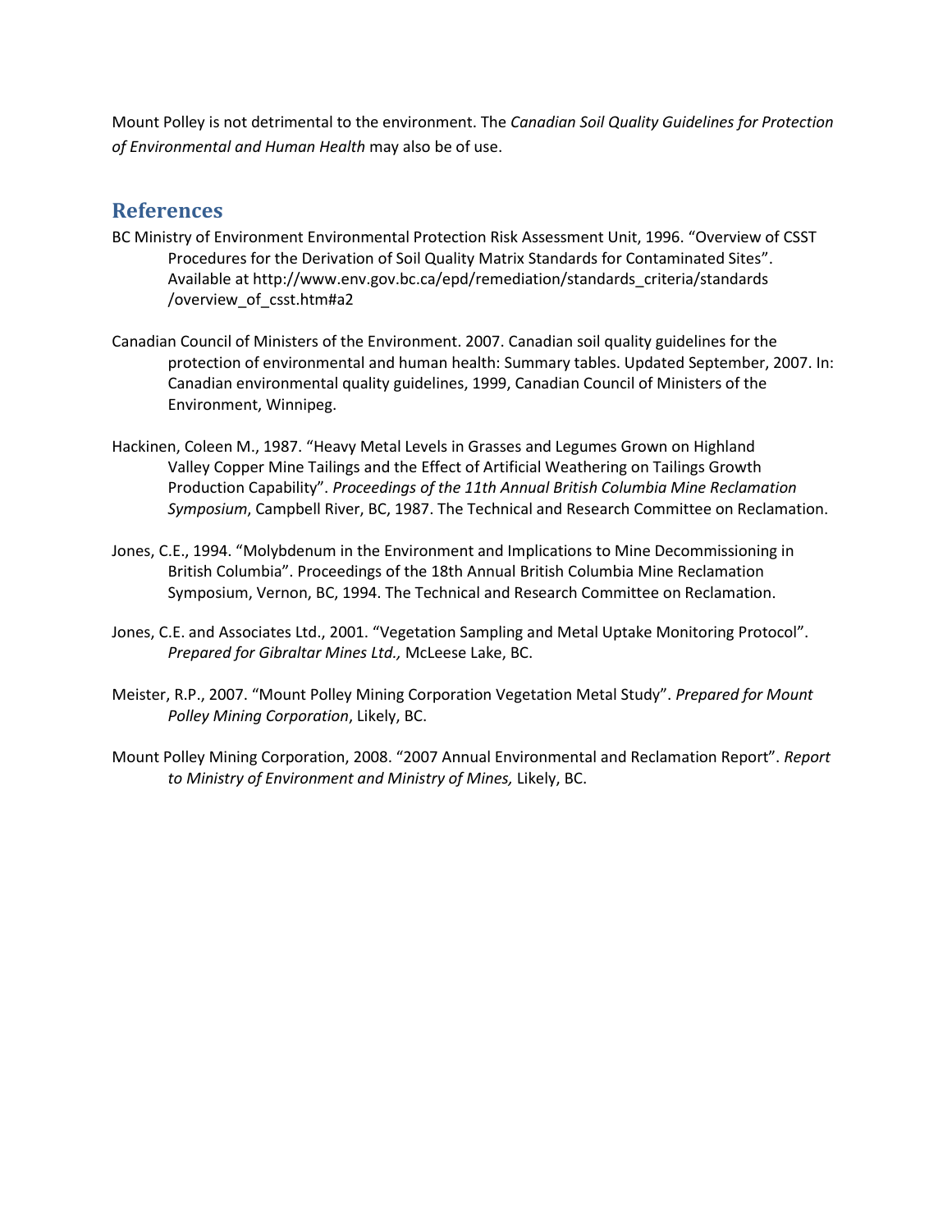Mount Polley is not detrimental to the environment. The *Canadian Soil Quality Guidelines for Protection of Environmental and Human Health* may also be of use.

## References

BC Ministry of Environment Environmental Protection Risk Assessment Unit, 1996. "Overview of CSST Procedures for the Derivation of Soil Quality Matrix Standards for Contaminated Sites". Available at http://www.env.gov.bc.ca/epd/remediation/standards_criteria/standards /overview_of_csst.htm#a2

Canadian Council of Ministers of the Environment. 2007. Canadian soil quality guidelines for the protection of environmental and human health: Summary tables. Updated September, 2007. In: Canadian environmental quality guidelines, 1999, Canadian Council of Ministers of the Environment, Winnipeg.

Hackinen, Coleen M., 1987. "Heavy Metal Levels in Grasses and Legumes Grown on Highland Valley Copper Mine Tailings and the Effect of Artificial Weathering on Tailings Growth Production Capability". *Proceedings of the 11th Annual British Columbia Mine Reclamation Symposium*, Campbell River, BC, 1987. The Technical and Research Committee on Reclamation.

Jones, C.E., 1994. "Molybdenum in the Environment and Implications to Mine Decommissioning in British Columbia". Proceedings of the 18th Annual British Columbia Mine Reclamation Symposium, Vernon, BC, 1994. The Technical and Research Committee on Reclamation.

Jones, C.E. and Associates Ltd., 2001. "Vegetation Sampling and Metal Uptake Monitoring Protocol". *Prepared for Gibraltar Mines Ltd.,* McLeese Lake, BC.

Meister, R.P., 2007. "Mount Polley Mining Corporation Vegetation Metal Study". *Prepared for Mount Polley Mining Corporation*, Likely, BC.

Mount Polley Mining Corporation, 2008. "2007 Annual Environmental and Reclamation Report". *Report to Ministry of Environment and Ministry of Mines,* Likely, BC.